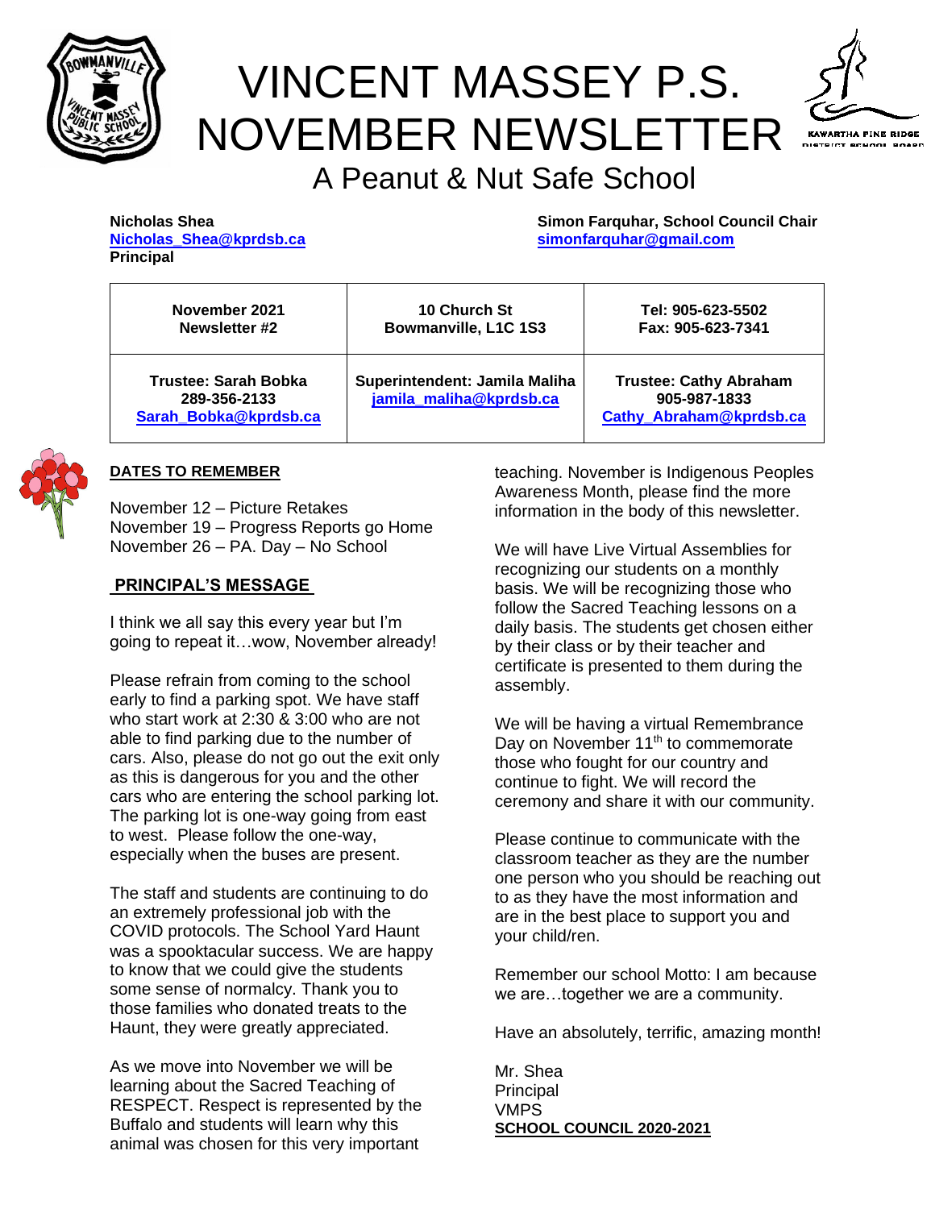# VINCENT MASSEY P.S. NOVEMBER NEWSLETTER

## A Peanut & Nut Safe School

**Nicholas Shea**
**Nicholas_Shea@kprdsb.ca**
**Principal**

**Simon Farquhar, School Council Chair**
**simonfarquhar@gmail.com**

| | | |
|---|---|---|
| **November 2021**<br>**Newsletter #2** | **10 Church St**<br>**Bowmanville, L1C 1S3** | **Tel: 905-623-5502**<br>**Fax: 905-623-7341** |
| **Trustee: Sarah Bobka**<br>**289-356-2133**<br>**Sarah_Bobka@kprdsb.ca** | **Superintendent: Jamila Maliha**<br>**jamila_maliha@kprdsb.ca** | **Trustee: Cathy Abraham**<br>**905-987-1833**<br>**Cathy_Abraham@kprdsb.ca** |

**DATES TO REMEMBER**

November 12 – Picture Retakes
November 19 – Progress Reports go Home
November 26 – PA. Day – No School

**PRINCIPAL'S MESSAGE**

I think we all say this every year but I'm going to repeat it…wow, November already!

Please refrain from coming to the school early to find a parking spot. We have staff who start work at 2:30 & 3:00 who are not able to find parking due to the number of cars. Also, please do not go out the exit only as this is dangerous for you and the other cars who are entering the school parking lot. The parking lot is one-way going from east to west. Please follow the one-way, especially when the buses are present.

The staff and students are continuing to do an extremely professional job with the COVID protocols. The School Yard Haunt was a spooktacular success. We are happy to know that we could give the students some sense of normalcy. Thank you to those families who donated treats to the Haunt, they were greatly appreciated.

As we move into November we will be learning about the Sacred Teaching of RESPECT. Respect is represented by the Buffalo and students will learn why this animal was chosen for this very important teaching. November is Indigenous Peoples Awareness Month, please find the more information in the body of this newsletter.

We will have Live Virtual Assemblies for recognizing our students on a monthly basis. We will be recognizing those who follow the Sacred Teaching lessons on a daily basis. The students get chosen either by their class or by their teacher and certificate is presented to them during the assembly.

We will be having a virtual Remembrance Day on November 11th to commemorate those who fought for our country and continue to fight. We will record the ceremony and share it with our community.

Please continue to communicate with the classroom teacher as they are the number one person who you should be reaching out to as they have the most information and are in the best place to support you and your child/ren.

Remember our school Motto: I am because we are…together we are a community.

Have an absolutely, terrific, amazing month!

Mr. Shea
Principal
VMPS

**SCHOOL COUNCIL 2020-2021**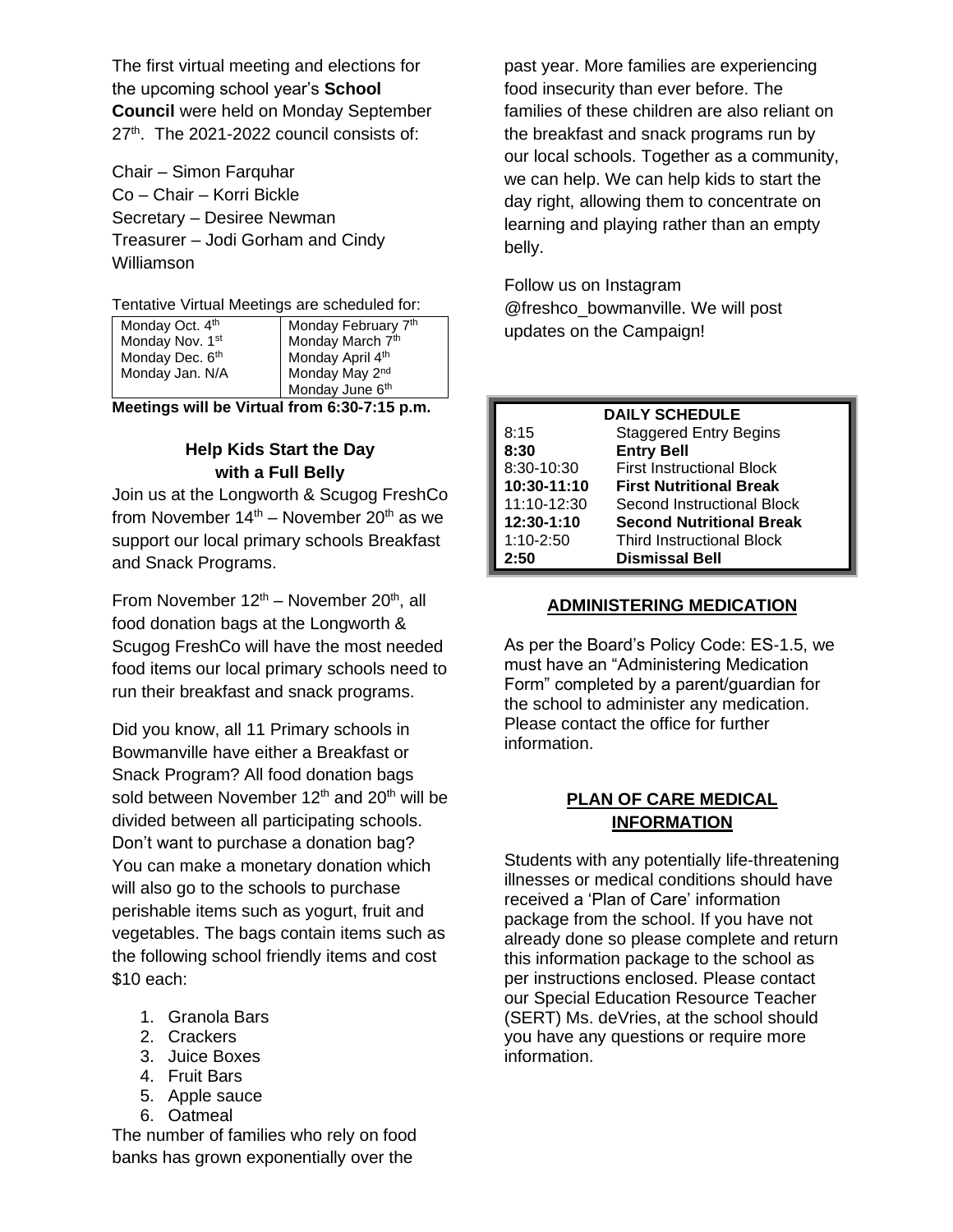The first virtual meeting and elections for the upcoming school year's **School Council** were held on Monday September 27th. The 2021-2022 council consists of:

Chair – Simon Farquhar
Co – Chair – Korri Bickle
Secretary – Desiree Newman
Treasurer – Jodi Gorham and Cindy Williamson

Tentative Virtual Meetings are scheduled for:

| | |
|---|---|
| Monday Oct. 4th | Monday February 7th |
| Monday Nov. 1st | Monday March 7th |
| Monday Dec. 6th | Monday April 4th |
| Monday Jan. N/A | Monday May 2nd |
| | Monday June 6th |

**Meetings will be Virtual from 6:30-7:15 p.m.**

### Help Kids Start the Day with a Full Belly

Join us at the Longworth & Scugog FreshCo from November 14th – November 20th as we support our local primary schools Breakfast and Snack Programs.

From November 12th – November 20th, all food donation bags at the Longworth & Scugog FreshCo will have the most needed food items our local primary schools need to run their breakfast and snack programs.

Did you know, all 11 Primary schools in Bowmanville have either a Breakfast or Snack Program? All food donation bags sold between November 12th and 20th will be divided between all participating schools. Don't want to purchase a donation bag? You can make a monetary donation which will also go to the schools to purchase perishable items such as yogurt, fruit and vegetables. The bags contain items such as the following school friendly items and cost $10 each:

1. Granola Bars
2. Crackers
3. Juice Boxes
4. Fruit Bars
5. Apple sauce
6. Oatmeal

The number of families who rely on food banks has grown exponentially over the past year. More families are experiencing food insecurity than ever before. The families of these children are also reliant on the breakfast and snack programs run by our local schools. Together as a community, we can help. We can help kids to start the day right, allowing them to concentrate on learning and playing rather than an empty belly.

Follow us on Instagram @freshco_bowmanville. We will post updates on the Campaign!

| DAILY SCHEDULE | |
|---|---|
| 8:15 | Staggered Entry Begins |
| **8:30** | **Entry Bell** |
| 8:30-10:30 | First Instructional Block |
| **10:30-11:10** | **First Nutritional Break** |
| 11:10-12:30 | Second Instructional Block |
| **12:30-1:10** | **Second Nutritional Break** |
| 1:10-2:50 | Third Instructional Block |
| **2:50** | **Dismissal Bell** |

## ADMINISTERING MEDICATION

As per the Board's Policy Code: ES-1.5, we must have an "Administering Medication Form" completed by a parent/guardian for the school to administer any medication. Please contact the office for further information.

## PLAN OF CARE MEDICAL INFORMATION

Students with any potentially life-threatening illnesses or medical conditions should have received a 'Plan of Care' information package from the school. If you have not already done so please complete and return this information package to the school as per instructions enclosed. Please contact our Special Education Resource Teacher (SERT) Ms. deVries, at the school should you have any questions or require more information.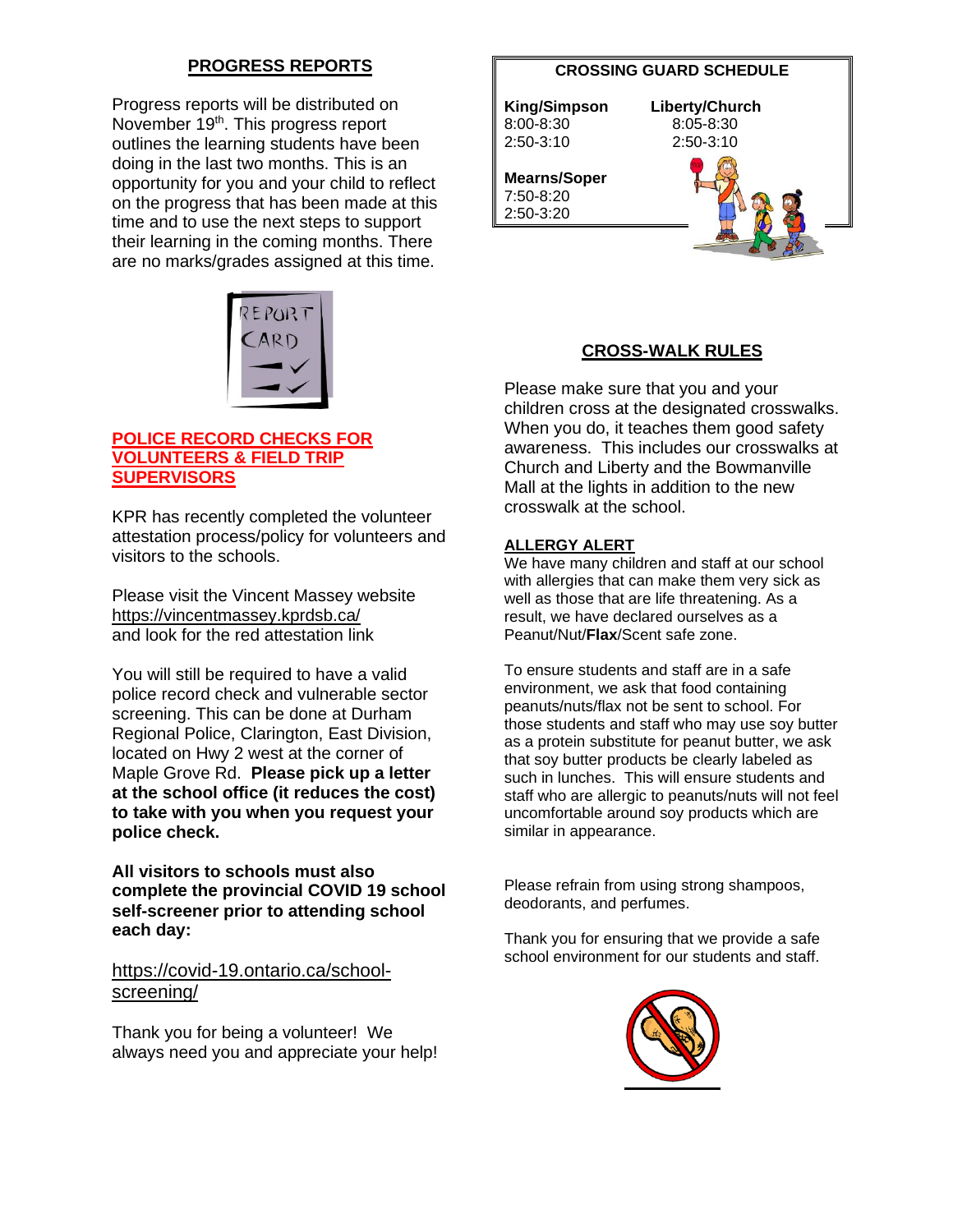## PROGRESS REPORTS

Progress reports will be distributed on November 19th. This progress report outlines the learning students have been doing in the last two months. This is an opportunity for you and your child to reflect on the progress that has been made at this time and to use the next steps to support their learning in the coming months. There are no marks/grades assigned at this time.

## POLICE RECORD CHECKS FOR VOLUNTEERS & FIELD TRIP SUPERVISORS

KPR has recently completed the volunteer attestation process/policy for volunteers and visitors to the schools.

Please visit the Vincent Massey website https://vincentmassey.kprdsb.ca/ and look for the red attestation link

You will still be required to have a valid police record check and vulnerable sector screening. This can be done at Durham Regional Police, Clarington, East Division, located on Hwy 2 west at the corner of Maple Grove Rd. **Please pick up a letter at the school office (it reduces the cost) to take with you when you request your police check.**

**All visitors to schools must also complete the provincial COVID 19 school self-screener prior to attending school each day:**

https://covid-19.ontario.ca/school-screening/

Thank you for being a volunteer! We always need you and appreciate your help!

## CROSSING GUARD SCHEDULE

| King/Simpson | Liberty/Church |
|---|---|
| 8:00-8:30 | 8:05-8:30 |
| 2:50-3:10 | 2:50-3:10 |

| Mearns/Soper |
|---|
| 7:50-8:20 |
| 2:50-3:20 |

## CROSS-WALK RULES

Please make sure that you and your children cross at the designated crosswalks. When you do, it teaches them good safety awareness. This includes our crosswalks at Church and Liberty and the Bowmanville Mall at the lights in addition to the new crosswalk at the school.

### ALLERGY ALERT

We have many children and staff at our school with allergies that can make them very sick as well as those that are life threatening. As a result, we have declared ourselves as a Peanut/Nut/**Flax**/Scent safe zone.

To ensure students and staff are in a safe environment, we ask that food containing peanuts/nuts/flax not be sent to school. For those students and staff who may use soy butter as a protein substitute for peanut butter, we ask that soy butter products be clearly labeled as such in lunches. This will ensure students and staff who are allergic to peanuts/nuts will not feel uncomfortable around soy products which are similar in appearance.

Please refrain from using strong shampoos, deodorants, and perfumes.

Thank you for ensuring that we provide a safe school environment for our students and staff.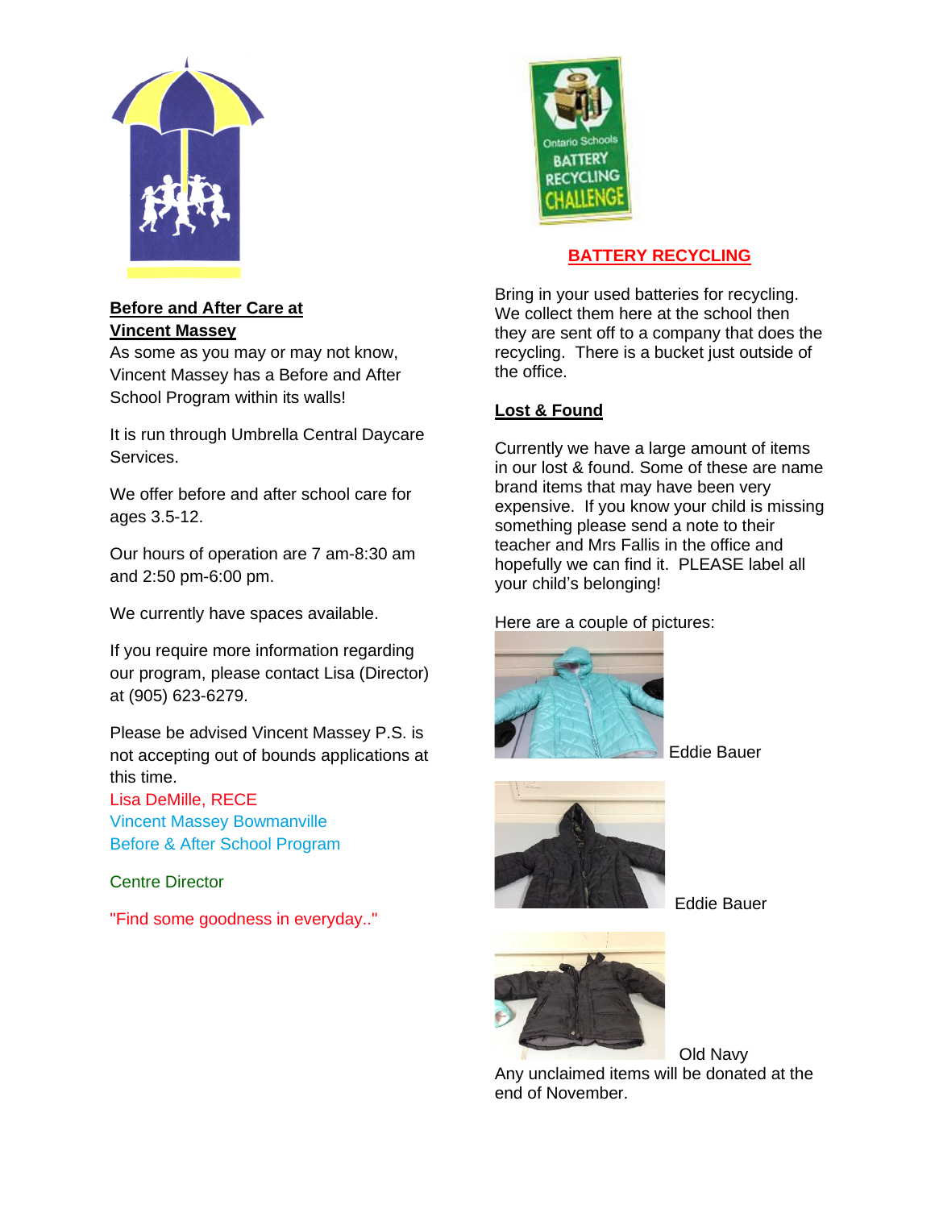## Before and After Care at Vincent Massey

As some as you may or may not know, Vincent Massey has a Before and After School Program within its walls!

It is run through Umbrella Central Daycare Services.

We offer before and after school care for ages 3.5-12.

Our hours of operation are 7 am-8:30 am and 2:50 pm-6:00 pm.

We currently have spaces available.

If you require more information regarding our program, please contact Lisa (Director) at (905) 623-6279.

Please be advised Vincent Massey P.S. is not accepting out of bounds applications at this time.

Lisa DeMille, RECE
Vincent Massey Bowmanville
Before & After School Program

Centre Director

"Find some goodness in everyday.."

## BATTERY RECYCLING

Bring in your used batteries for recycling. We collect them here at the school then they are sent off to a company that does the recycling. There is a bucket just outside of the office.

## Lost & Found

Currently we have a large amount of items in our lost & found. Some of these are name brand items that may have been very expensive. If you know your child is missing something please send a note to their teacher and Mrs Fallis in the office and hopefully we can find it. PLEASE label all your child's belonging!

Here are a couple of pictures:

Eddie Bauer

Eddie Bauer

Old Navy

Any unclaimed items will be donated at the end of November.